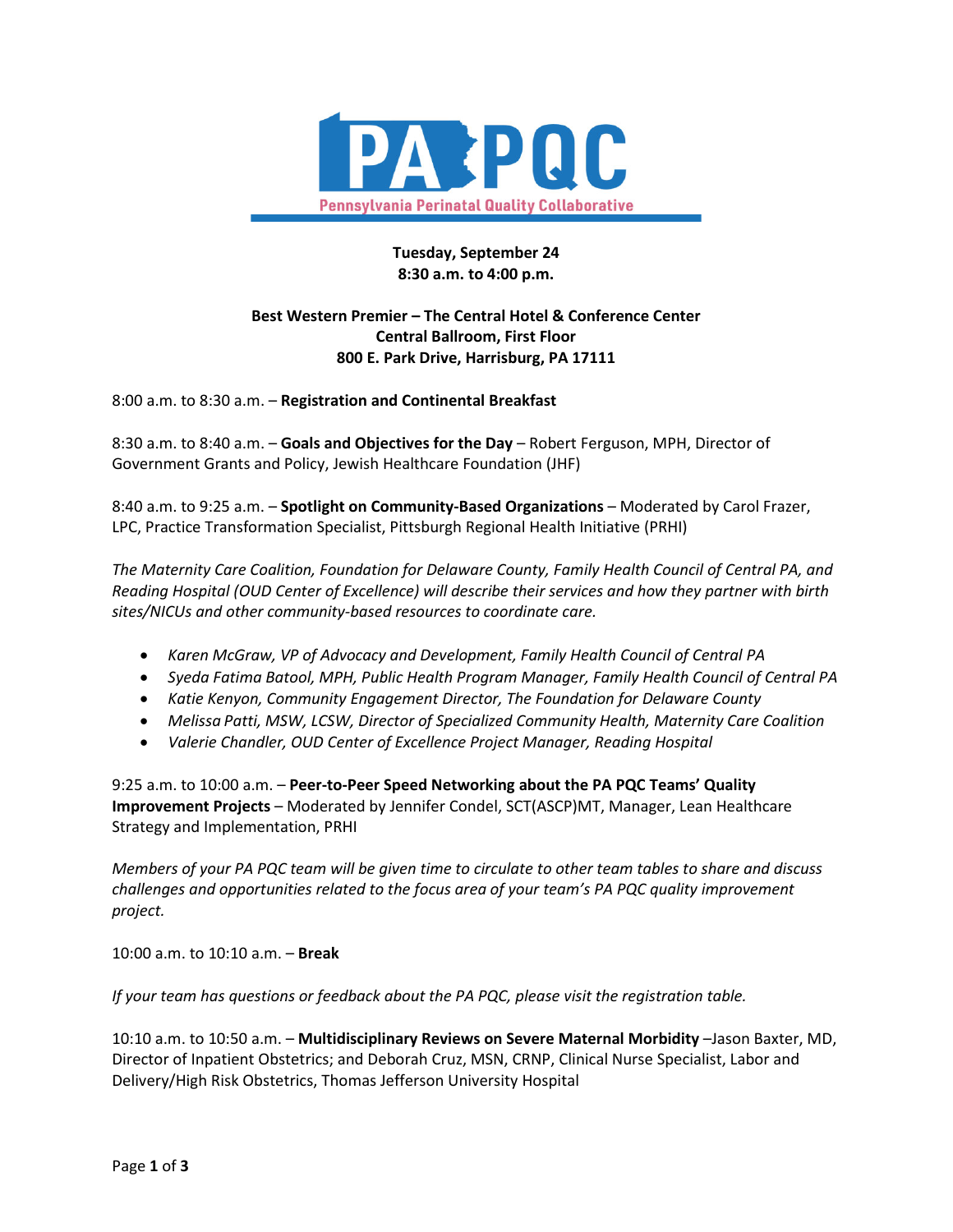# PA PQC

Pennsylvania Perinatal Quality Collaborative

**Tuesday, September 24**
**8:30 a.m. to 4:00 p.m.**

**Best Western Premier – The Central Hotel & Conference Center**
**Central Ballroom, First Floor**
**800 E. Park Drive, Harrisburg, PA 17111**

8:00 a.m. to 8:30 a.m. – **Registration and Continental Breakfast**

8:30 a.m. to 8:40 a.m. – **Goals and Objectives for the Day** – Robert Ferguson, MPH, Director of Government Grants and Policy, Jewish Healthcare Foundation (JHF)

8:40 a.m. to 9:25 a.m. – **Spotlight on Community-Based Organizations** – Moderated by Carol Frazer, LPC, Practice Transformation Specialist, Pittsburgh Regional Health Initiative (PRHI)

*The Maternity Care Coalition, Foundation for Delaware County, Family Health Council of Central PA, and Reading Hospital (OUD Center of Excellence) will describe their services and how they partner with birth sites/NICUs and other community-based resources to coordinate care.*

- *Karen McGraw, VP of Advocacy and Development, Family Health Council of Central PA*
- *Syeda Fatima Batool, MPH, Public Health Program Manager, Family Health Council of Central PA*
- *Katie Kenyon, Community Engagement Director, The Foundation for Delaware County*
- *Melissa Patti, MSW, LCSW, Director of Specialized Community Health, Maternity Care Coalition*
- *Valerie Chandler, OUD Center of Excellence Project Manager, Reading Hospital*

9:25 a.m. to 10:00 a.m. – **Peer-to-Peer Speed Networking about the PA PQC Teams' Quality Improvement Projects** – Moderated by Jennifer Condel, SCT(ASCP)MT, Manager, Lean Healthcare Strategy and Implementation, PRHI

*Members of your PA PQC team will be given time to circulate to other team tables to share and discuss challenges and opportunities related to the focus area of your team's PA PQC quality improvement project.*

10:00 a.m. to 10:10 a.m. – **Break**

*If your team has questions or feedback about the PA PQC, please visit the registration table.*

10:10 a.m. to 10:50 a.m. – **Multidisciplinary Reviews on Severe Maternal Morbidity** –Jason Baxter, MD, Director of Inpatient Obstetrics; and Deborah Cruz, MSN, CRNP, Clinical Nurse Specialist, Labor and Delivery/High Risk Obstetrics, Thomas Jefferson University Hospital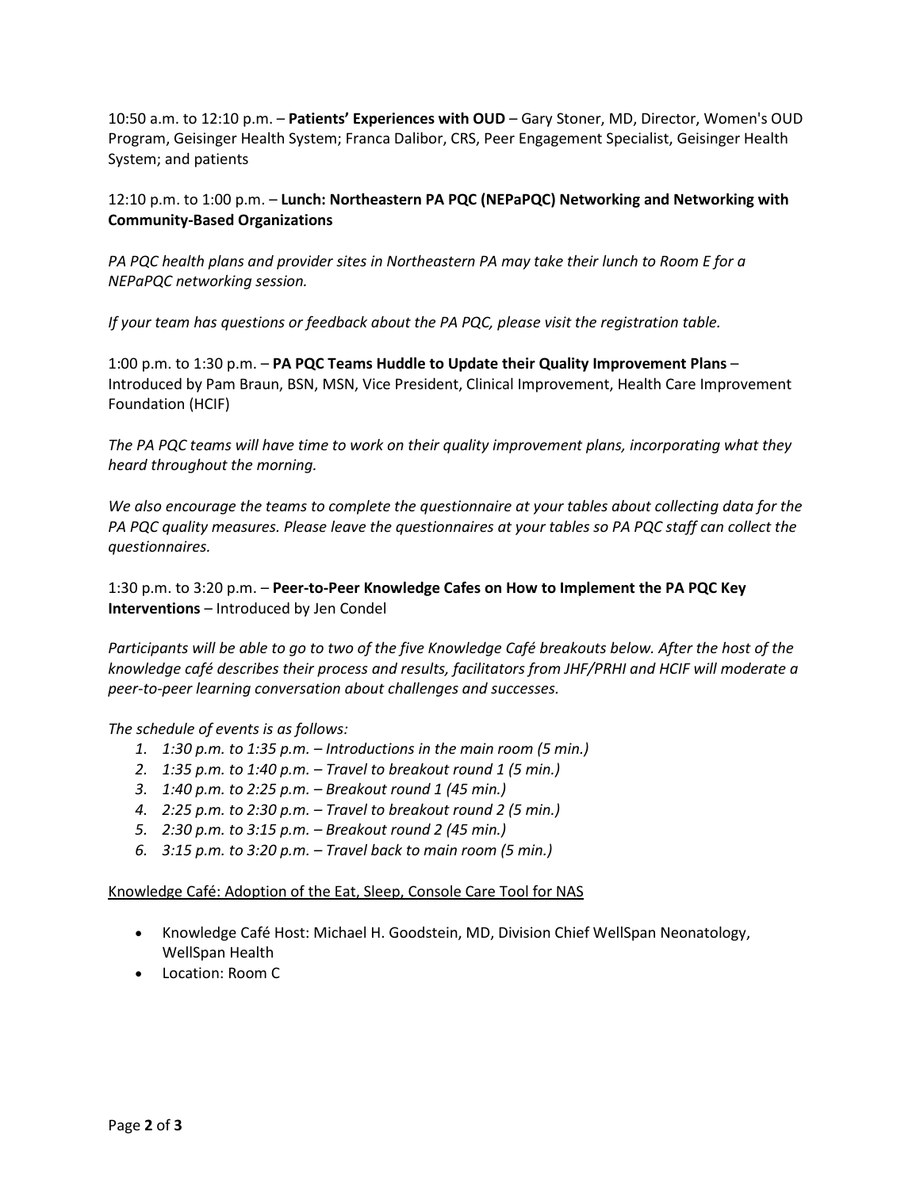10:50 a.m. to 12:10 p.m. – **Patients' Experiences with OUD** – Gary Stoner, MD, Director, Women's OUD Program, Geisinger Health System; Franca Dalibor, CRS, Peer Engagement Specialist, Geisinger Health System; and patients

12:10 p.m. to 1:00 p.m. – **Lunch: Northeastern PA PQC (NEPaPQC) Networking and Networking with Community-Based Organizations**

*PA PQC health plans and provider sites in Northeastern PA may take their lunch to Room E for a NEPaPQC networking session.*

*If your team has questions or feedback about the PA PQC, please visit the registration table.*

1:00 p.m. to 1:30 p.m. – **PA PQC Teams Huddle to Update their Quality Improvement Plans** – Introduced by Pam Braun, BSN, MSN, Vice President, Clinical Improvement, Health Care Improvement Foundation (HCIF)

*The PA PQC teams will have time to work on their quality improvement plans, incorporating what they heard throughout the morning.*

*We also encourage the teams to complete the questionnaire at your tables about collecting data for the PA PQC quality measures. Please leave the questionnaires at your tables so PA PQC staff can collect the questionnaires.*

1:30 p.m. to 3:20 p.m. – **Peer-to-Peer Knowledge Cafes on How to Implement the PA PQC Key Interventions** – Introduced by Jen Condel

*Participants will be able to go to two of the five Knowledge Café breakouts below. After the host of the knowledge café describes their process and results, facilitators from JHF/PRHI and HCIF will moderate a peer-to-peer learning conversation about challenges and successes.*

*The schedule of events is as follows:*

1. *1:30 p.m. to 1:35 p.m. – Introductions in the main room (5 min.)*
2. *1:35 p.m. to 1:40 p.m. – Travel to breakout round 1 (5 min.)*
3. *1:40 p.m. to 2:25 p.m. – Breakout round 1 (45 min.)*
4. *2:25 p.m. to 2:30 p.m. – Travel to breakout round 2 (5 min.)*
5. *2:30 p.m. to 3:15 p.m. – Breakout round 2 (45 min.)*
6. *3:15 p.m. to 3:20 p.m. – Travel back to main room (5 min.)*

<u>Knowledge Café: Adoption of the Eat, Sleep, Console Care Tool for NAS</u>

- Knowledge Café Host: Michael H. Goodstein, MD, Division Chief WellSpan Neonatology, WellSpan Health
- Location: Room C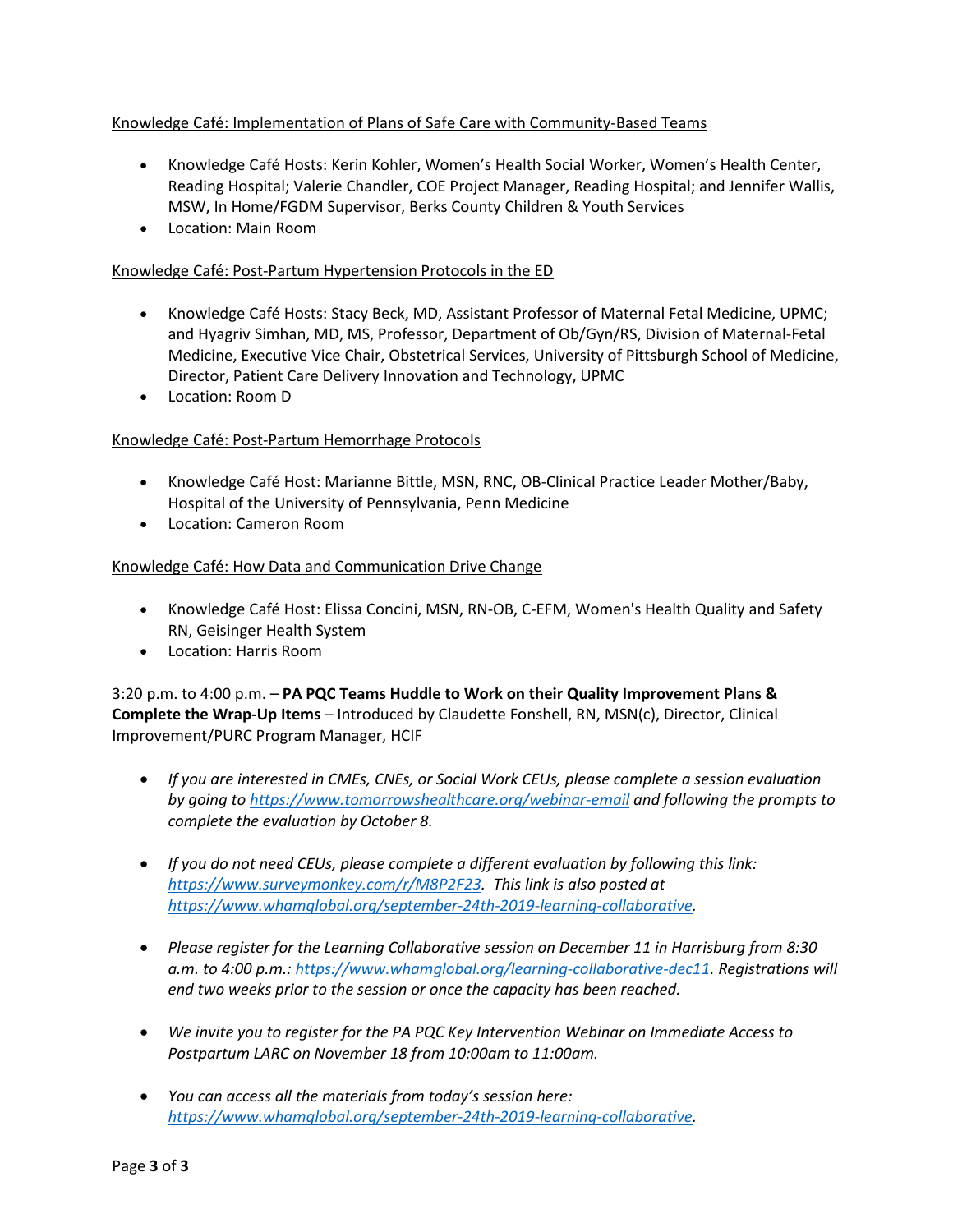<u>Knowledge Café: Implementation of Plans of Safe Care with Community-Based Teams</u>

- Knowledge Café Hosts: Kerin Kohler, Women's Health Social Worker, Women's Health Center, Reading Hospital; Valerie Chandler, COE Project Manager, Reading Hospital; and Jennifer Wallis, MSW, In Home/FGDM Supervisor, Berks County Children & Youth Services
- Location: Main Room

<u>Knowledge Café: Post-Partum Hypertension Protocols in the ED</u>

- Knowledge Café Hosts: Stacy Beck, MD, Assistant Professor of Maternal Fetal Medicine, UPMC; and Hyagriv Simhan, MD, MS, Professor, Department of Ob/Gyn/RS, Division of Maternal-Fetal Medicine, Executive Vice Chair, Obstetrical Services, University of Pittsburgh School of Medicine, Director, Patient Care Delivery Innovation and Technology, UPMC
- Location: Room D

<u>Knowledge Café: Post-Partum Hemorrhage Protocols</u>

- Knowledge Café Host: Marianne Bittle, MSN, RNC, OB-Clinical Practice Leader Mother/Baby, Hospital of the University of Pennsylvania, Penn Medicine
- Location: Cameron Room

<u>Knowledge Café: How Data and Communication Drive Change</u>

- Knowledge Café Host: Elissa Concini, MSN, RN-OB, C-EFM, Women's Health Quality and Safety RN, Geisinger Health System
- Location: Harris Room

3:20 p.m. to 4:00 p.m. – **PA PQC Teams Huddle to Work on their Quality Improvement Plans & Complete the Wrap-Up Items** – Introduced by Claudette Fonshell, RN, MSN(c), Director, Clinical Improvement/PURC Program Manager, HCIF

- *If you are interested in CMEs, CNEs, or Social Work CEUs, please complete a session evaluation by going to https://www.tomorrowshealthcare.org/webinar-email and following the prompts to complete the evaluation by October 8.*

- *If you do not need CEUs, please complete a different evaluation by following this link: https://www.surveymonkey.com/r/M8P2F23. This link is also posted at https://www.whamglobal.org/september-24th-2019-learning-collaborative.*

- *Please register for the Learning Collaborative session on December 11 in Harrisburg from 8:30 a.m. to 4:00 p.m.: https://www.whamglobal.org/learning-collaborative-dec11. Registrations will end two weeks prior to the session or once the capacity has been reached.*

- *We invite you to register for the PA PQC Key Intervention Webinar on Immediate Access to Postpartum LARC on November 18 from 10:00am to 11:00am.*

- *You can access all the materials from today's session here: https://www.whamglobal.org/september-24th-2019-learning-collaborative.*